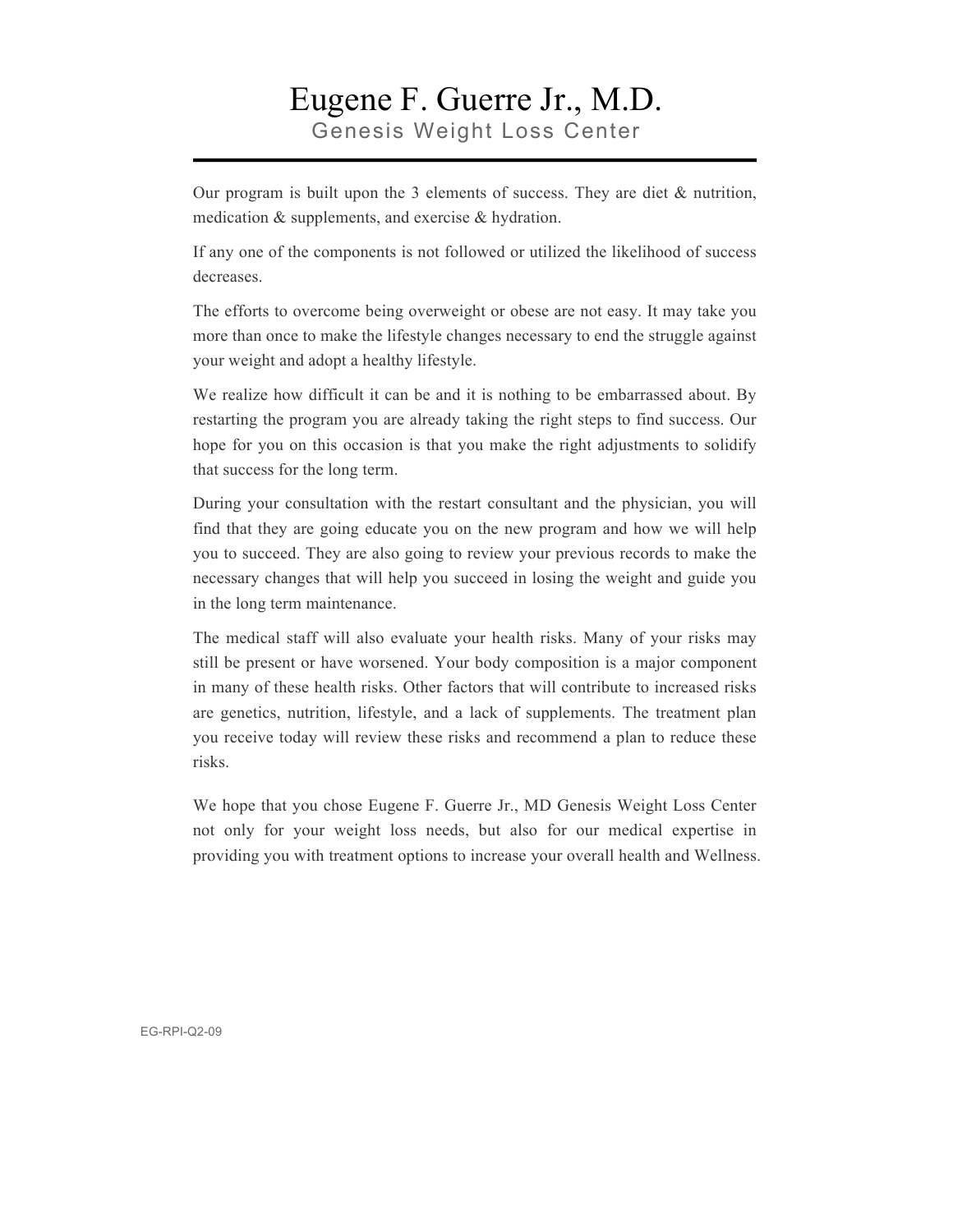# Eugene F. Guerre Jr., M.D.

## Genesis Weight Loss Center

Our program is built upon the 3 elements of success. They are diet & nutrition, medication & supplements, and exercise & hydration.

If any one of the components is not followed or utilized the likelihood of success decreases.

The efforts to overcome being overweight or obese are not easy. It may take you more than once to make the lifestyle changes necessary to end the struggle against your weight and adopt a healthy lifestyle.

We realize how difficult it can be and it is nothing to be embarrassed about. By restarting the program you are already taking the right steps to find success. Our hope for you on this occasion is that you make the right adjustments to solidify that success for the long term.

During your consultation with the restart consultant and the physician, you will find that they are going educate you on the new program and how we will help you to succeed. They are also going to review your previous records to make the necessary changes that will help you succeed in losing the weight and guide you in the long term maintenance.

The medical staff will also evaluate your health risks. Many of your risks may still be present or have worsened. Your body composition is a major component in many of these health risks. Other factors that will contribute to increased risks are genetics, nutrition, lifestyle, and a lack of supplements. The treatment plan you receive today will review these risks and recommend a plan to reduce these risks.

We hope that you chose Eugene F. Guerre Jr., MD Genesis Weight Loss Center not only for your weight loss needs, but also for our medical expertise in providing you with treatment options to increase your overall health and Wellness.

EG-RPI-Q2-09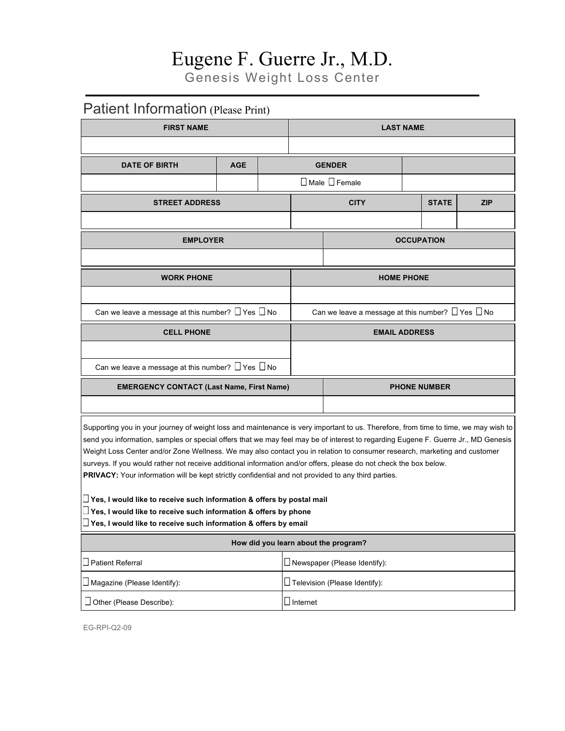# Eugene F. Guerre Jr., M.D.

## Genesis Weight Loss Center

## Patient Information (Please Print)

| FIRST NAME | LAST NAME |
|---|---|
| | |

| DATE OF BIRTH | AGE | GENDER | |
|---|---|---|---|
| | | ☐ Male ☐ Female | |

| STREET ADDRESS | CITY | STATE | ZIP |
|---|---|---|---|
| | | | |

| EMPLOYER | OCCUPATION |
|---|---|
| | |

| WORK PHONE | HOME PHONE |
|---|---|
| | |
| Can we leave a message at this number? ☐ Yes ☐ No | Can we leave a message at this number? ☐ Yes ☐ No |

| CELL PHONE | EMAIL ADDRESS |
|---|---|
| | |
| Can we leave a message at this number? ☐ Yes ☐ No | |

| EMERGENCY CONTACT (Last Name, First Name) | PHONE NUMBER |
|---|---|
| | |

Supporting you in your journey of weight loss and maintenance is very important to us. Therefore, from time to time, we may wish to send you information, samples or special offers that we may feel may be of interest to regarding Eugene F. Guerre Jr., MD Genesis Weight Loss Center and/or Zone Wellness. We may also contact you in relation to consumer research, marketing and customer surveys. If you would rather not receive additional information and/or offers, please do not check the box below.

**PRIVACY:** Your information will be kept strictly confidential and not provided to any third parties.

- ☐ **Yes, I would like to receive such information & offers by postal mail**
- ☐ **Yes, I would like to receive such information & offers by phone**
- ☐ **Yes, I would like to receive such information & offers by email**

| How did you learn about the program? | |
|---|---|
| ☐ Patient Referral | ☐ Newspaper (Please Identify): |
| ☐ Magazine (Please Identify): | ☐ Television (Please Identify): |
| ☐ Other (Please Describe): | ☐ Internet |

EG-RPI-Q2-09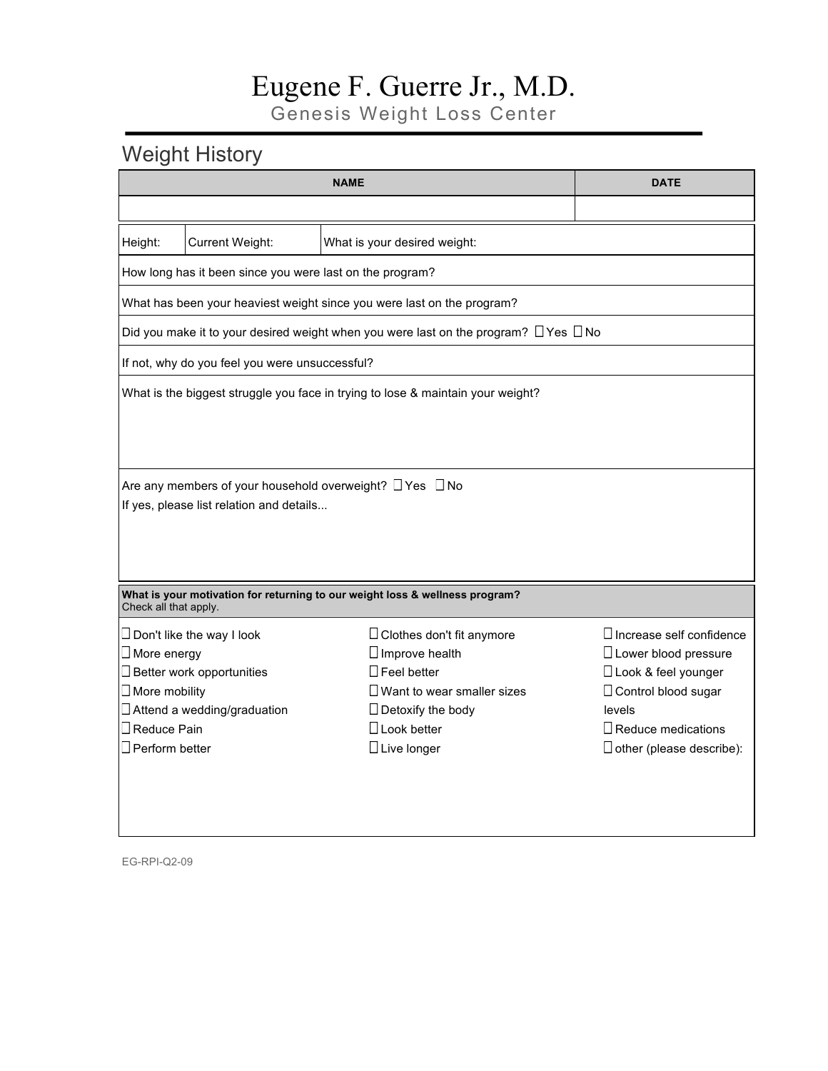# Eugene F. Guerre Jr., M.D.

## Genesis Weight Loss Center

## Weight History

| NAME | DATE |
| --- | --- |
| | |

| Height: | Current Weight: | What is your desired weight: |
| --- | --- | --- |

How long has it been since you were last on the program?

What has been your heaviest weight since you were last on the program?

Did you make it to your desired weight when you were last on the program? ☐ Yes ☐ No

If not, why do you feel you were unsuccessful?

What is the biggest struggle you face in trying to lose & maintain your weight?

Are any members of your household overweight? ☐ Yes ☐ No
If yes, please list relation and details...

**What is your motivation for returning to our weight loss & wellness program?**
Check all that apply.

- ☐ Don't like the way I look
- ☐ More energy
- ☐ Better work opportunities
- ☐ More mobility
- ☐ Attend a wedding/graduation
- ☐ Reduce Pain
- ☐ Perform better
- ☐ Clothes don't fit anymore
- ☐ Improve health
- ☐ Feel better
- ☐ Want to wear smaller sizes
- ☐ Detoxify the body
- ☐ Look better
- ☐ Live longer
- ☐ Increase self confidence
- ☐ Lower blood pressure
- ☐ Look & feel younger
- ☐ Control blood sugar levels
- ☐ Reduce medications
- ☐ other (please describe):

EG-RPI-Q2-09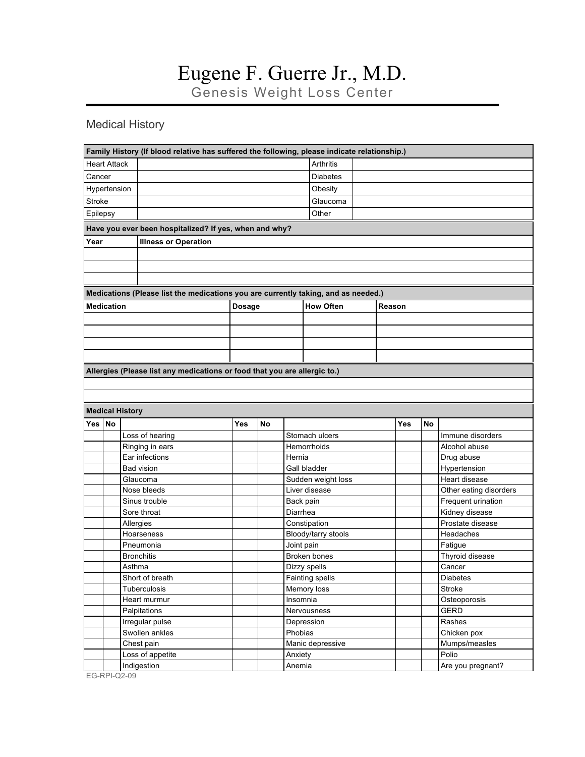# Eugene F. Guerre Jr., M.D.

## Genesis Weight Loss Center

### Medical History

| Family History (If blood relative has suffered the following, please indicate relationship.) | | | |
|---|---|---|---|
| Heart Attack | | Arthritis | |
| Cancer | | Diabetes | |
| Hypertension | | Obesity | |
| Stroke | | Glaucoma | |
| Epilepsy | | Other | |

| Have you ever been hospitalized? If yes, when and why? | |
|---|---|
| **Year** | **Illness or Operation** |
| | |
| | |
| | |

| Medications (Please list the medications you are currently taking, and as needed.) | | | |
|---|---|---|---|
| **Medication** | **Dosage** | **How Often** | **Reason** |
| | | | |
| | | | |
| | | | |
| | | | |

| Allergies (Please list any medications or food that you are allergic to.) |
|---|
| |
| |

| Medical History | | | | | | | | |
|---|---|---|---|---|---|---|---|---|
| **Yes** | **No** | | **Yes** | **No** | | **Yes** | **No** | |
| | | Loss of hearing | | | Stomach ulcers | | | Immune disorders |
| | | Ringing in ears | | | Hemorrhoids | | | Alcohol abuse |
| | | Ear infections | | | Hernia | | | Drug abuse |
| | | Bad vision | | | Gall bladder | | | Hypertension |
| | | Glaucoma | | | Sudden weight loss | | | Heart disease |
| | | Nose bleeds | | | Liver disease | | | Other eating disorders |
| | | Sinus trouble | | | Back pain | | | Frequent urination |
| | | Sore throat | | | Diarrhea | | | Kidney disease |
| | | Allergies | | | Constipation | | | Prostate disease |
| | | Hoarseness | | | Bloody/tarry stools | | | Headaches |
| | | Pneumonia | | | Joint pain | | | Fatigue |
| | | Bronchitis | | | Broken bones | | | Thyroid disease |
| | | Asthma | | | Dizzy spells | | | Cancer |
| | | Short of breath | | | Fainting spells | | | Diabetes |
| | | Tuberculosis | | | Memory loss | | | Stroke |
| | | Heart murmur | | | Insomnia | | | Osteoporosis |
| | | Palpitations | | | Nervousness | | | GERD |
| | | Irregular pulse | | | Depression | | | Rashes |
| | | Swollen ankles | | | Phobias | | | Chicken pox |
| | | Chest pain | | | Manic depressive | | | Mumps/measles |
| | | Loss of appetite | | | Anxiety | | | Polio |
| | | Indigestion | | | Anemia | | | Are you pregnant? |

EG-RPI-Q2-09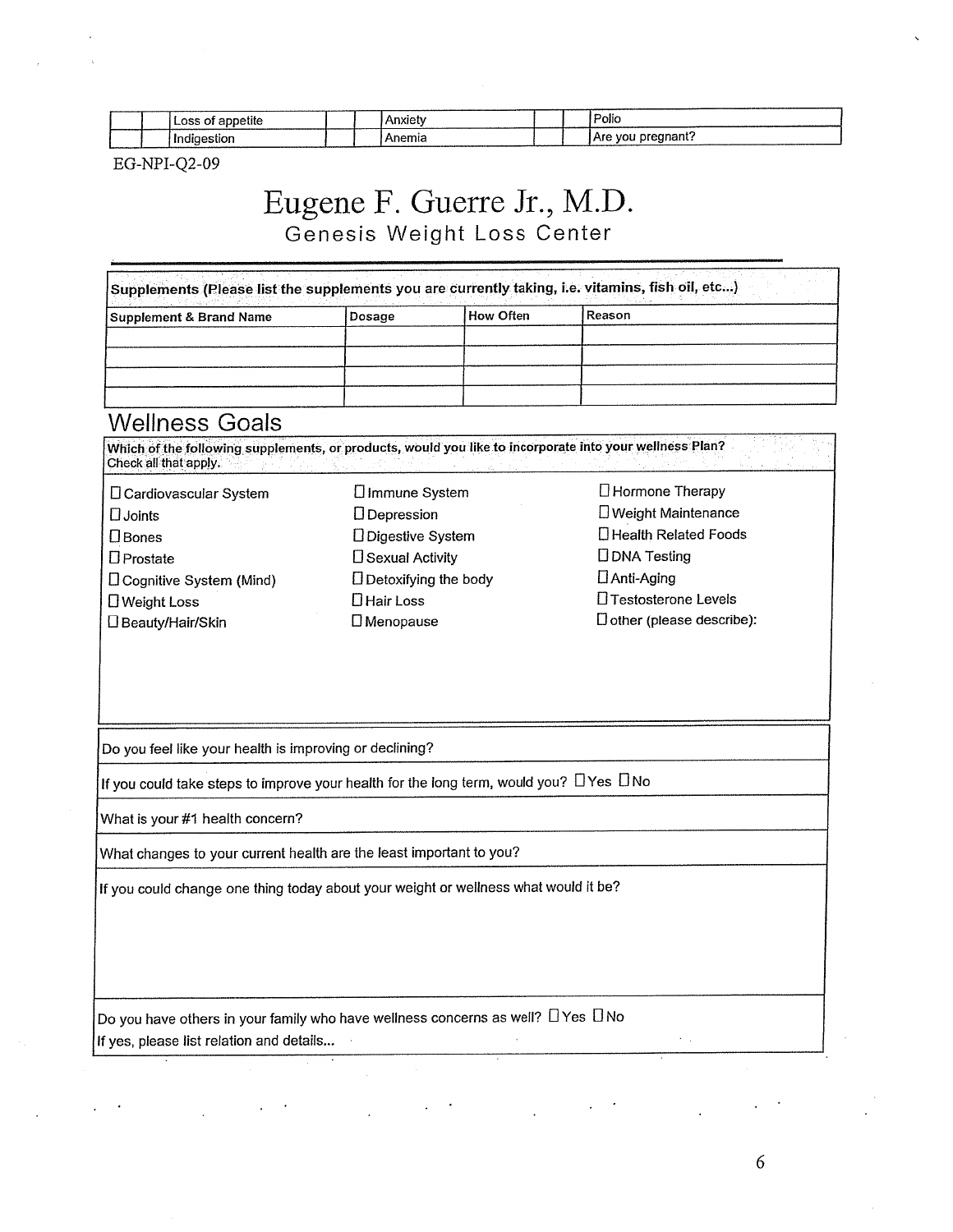| | | | | | | | | |
|---|---|---|---|---|---|---|---|---|
| | | Loss of appetite | | | Anxiety | | | Polio |
| | | Indigestion | | | Anemia | | | Are you pregnant? |

EG-NPI-Q2-09

# Eugene F. Guerre Jr., M.D.

## Genesis Weight Loss Center

**Supplements (Please list the supplements you are currently taking, i.e. vitamins, fish oil, etc...)**

| Supplement & Brand Name | Dosage | How Often | Reason |
|---|---|---|---|
| | | | |
| | | | |
| | | | |
| | | | |

## Wellness Goals

**Which of the following supplements, or products, would you like to incorporate into your wellness Plan?**
Check all that apply.

- ☐ Cardiovascular System
- ☐ Joints
- ☐ Bones
- ☐ Prostate
- ☐ Cognitive System (Mind)
- ☐ Weight Loss
- ☐ Beauty/Hair/Skin
- ☐ Immune System
- ☐ Depression
- ☐ Digestive System
- ☐ Sexual Activity
- ☐ Detoxifying the body
- ☐ Hair Loss
- ☐ Menopause
- ☐ Hormone Therapy
- ☐ Weight Maintenance
- ☐ Health Related Foods
- ☐ DNA Testing
- ☐ Anti-Aging
- ☐ Testosterone Levels
- ☐ other (please describe):

Do you feel like your health is improving or declining?

If you could take steps to improve your health for the long term, would you? ☐ Yes ☐ No

What is your #1 health concern?

What changes to your current health are the least important to you?

If you could change one thing today about your weight or wellness what would it be?

Do you have others in your family who have wellness concerns as well? ☐ Yes ☐ No
If yes, please list relation and details...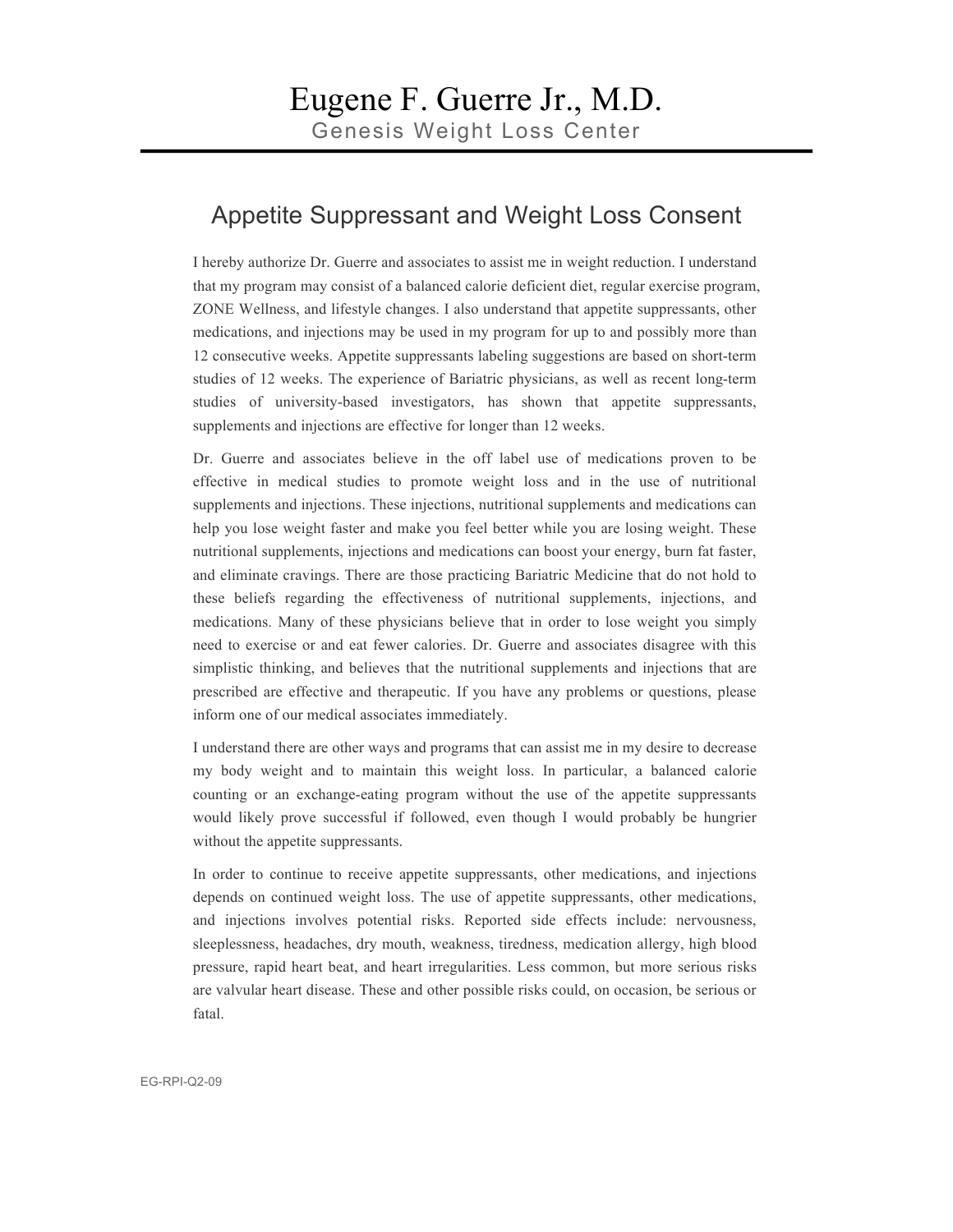# Eugene F. Guerre Jr., M.D.

Genesis Weight Loss Center

## Appetite Suppressant and Weight Loss Consent

I hereby authorize Dr. Guerre and associates to assist me in weight reduction. I understand that my program may consist of a balanced calorie deficient diet, regular exercise program, ZONE Wellness, and lifestyle changes. I also understand that appetite suppressants, other medications, and injections may be used in my program for up to and possibly more than 12 consecutive weeks. Appetite suppressants labeling suggestions are based on short-term studies of 12 weeks. The experience of Bariatric physicians, as well as recent long-term studies of university-based investigators, has shown that appetite suppressants, supplements and injections are effective for longer than 12 weeks.

Dr. Guerre and associates believe in the off label use of medications proven to be effective in medical studies to promote weight loss and in the use of nutritional supplements and injections. These injections, nutritional supplements and medications can help you lose weight faster and make you feel better while you are losing weight. These nutritional supplements, injections and medications can boost your energy, burn fat faster, and eliminate cravings. There are those practicing Bariatric Medicine that do not hold to these beliefs regarding the effectiveness of nutritional supplements, injections, and medications. Many of these physicians believe that in order to lose weight you simply need to exercise or and eat fewer calories. Dr. Guerre and associates disagree with this simplistic thinking, and believes that the nutritional supplements and injections that are prescribed are effective and therapeutic. If you have any problems or questions, please inform one of our medical associates immediately.

I understand there are other ways and programs that can assist me in my desire to decrease my body weight and to maintain this weight loss. In particular, a balanced calorie counting or an exchange-eating program without the use of the appetite suppressants would likely prove successful if followed, even though I would probably be hungrier without the appetite suppressants.

In order to continue to receive appetite suppressants, other medications, and injections depends on continued weight loss. The use of appetite suppressants, other medications, and injections involves potential risks. Reported side effects include: nervousness, sleeplessness, headaches, dry mouth, weakness, tiredness, medication allergy, high blood pressure, rapid heart beat, and heart irregularities. Less common, but more serious risks are valvular heart disease. These and other possible risks could, on occasion, be serious or fatal.

EG-RPI-Q2-09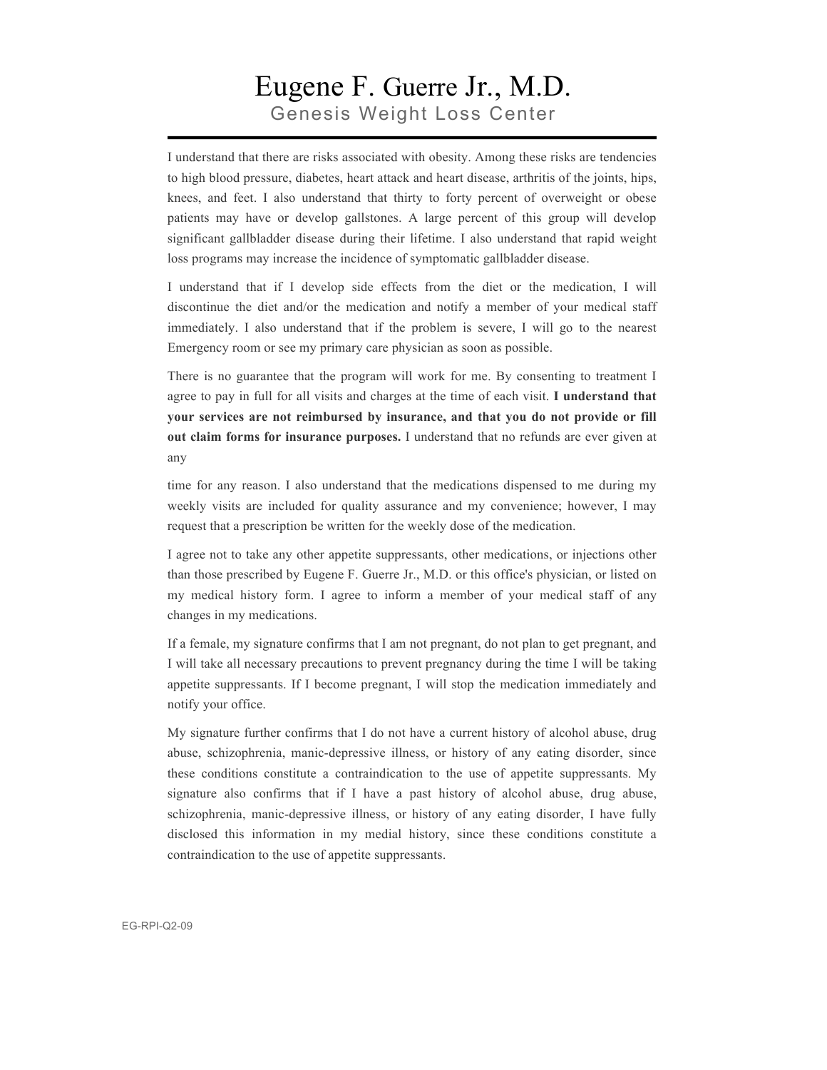# Eugene F. Guerre Jr., M.D.

## Genesis Weight Loss Center

I understand that there are risks associated with obesity. Among these risks are tendencies to high blood pressure, diabetes, heart attack and heart disease, arthritis of the joints, hips, knees, and feet. I also understand that thirty to forty percent of overweight or obese patients may have or develop gallstones. A large percent of this group will develop significant gallbladder disease during their lifetime. I also understand that rapid weight loss programs may increase the incidence of symptomatic gallbladder disease.

I understand that if I develop side effects from the diet or the medication, I will discontinue the diet and/or the medication and notify a member of your medical staff immediately. I also understand that if the problem is severe, I will go to the nearest Emergency room or see my primary care physician as soon as possible.

There is no guarantee that the program will work for me. By consenting to treatment I agree to pay in full for all visits and charges at the time of each visit. **I understand that your services are not reimbursed by insurance, and that you do not provide or fill out claim forms for insurance purposes.** I understand that no refunds are ever given at any

time for any reason. I also understand that the medications dispensed to me during my weekly visits are included for quality assurance and my convenience; however, I may request that a prescription be written for the weekly dose of the medication.

I agree not to take any other appetite suppressants, other medications, or injections other than those prescribed by Eugene F. Guerre Jr., M.D. or this office's physician, or listed on my medical history form. I agree to inform a member of your medical staff of any changes in my medications.

If a female, my signature confirms that I am not pregnant, do not plan to get pregnant, and I will take all necessary precautions to prevent pregnancy during the time I will be taking appetite suppressants. If I become pregnant, I will stop the medication immediately and notify your office.

My signature further confirms that I do not have a current history of alcohol abuse, drug abuse, schizophrenia, manic-depressive illness, or history of any eating disorder, since these conditions constitute a contraindication to the use of appetite suppressants. My signature also confirms that if I have a past history of alcohol abuse, drug abuse, schizophrenia, manic-depressive illness, or history of any eating disorder, I have fully disclosed this information in my medial history, since these conditions constitute a contraindication to the use of appetite suppressants.

EG-RPI-Q2-09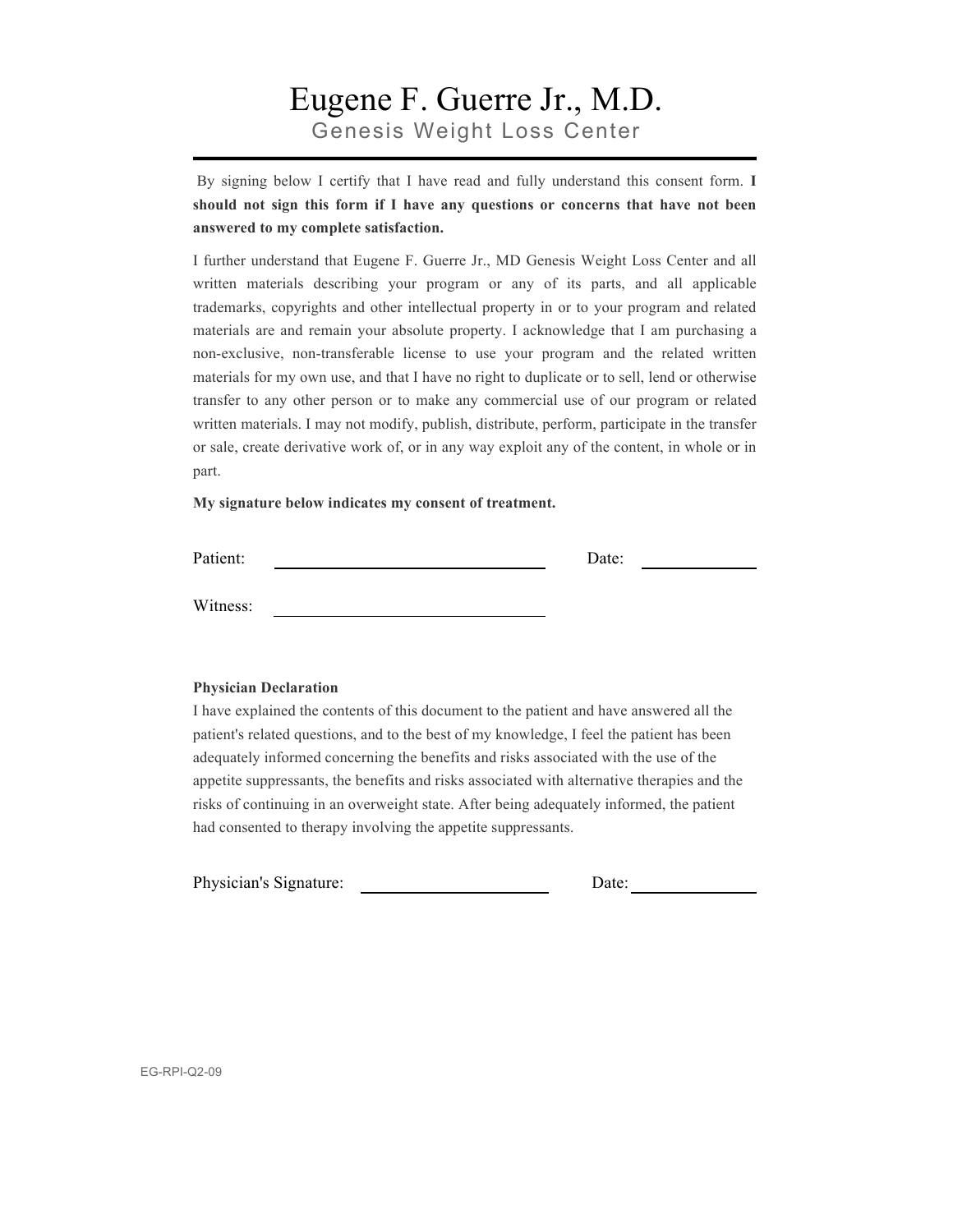# Eugene F. Guerre Jr., M.D.

## Genesis Weight Loss Center

By signing below I certify that I have read and fully understand this consent form. **I should not sign this form if I have any questions or concerns that have not been answered to my complete satisfaction.**

I further understand that Eugene F. Guerre Jr., MD Genesis Weight Loss Center and all written materials describing your program or any of its parts, and all applicable trademarks, copyrights and other intellectual property in or to your program and related materials are and remain your absolute property. I acknowledge that I am purchasing a non-exclusive, non-transferable license to use your program and the related written materials for my own use, and that I have no right to duplicate or to sell, lend or otherwise transfer to any other person or to make any commercial use of our program or related written materials. I may not modify, publish, distribute, perform, participate in the transfer or sale, create derivative work of, or in any way exploit any of the content, in whole or in part.

**My signature below indicates my consent of treatment.**

Patient: ______________________________ Date: ____________

Witness: ______________________________

**Physician Declaration**

I have explained the contents of this document to the patient and have answered all the patient's related questions, and to the best of my knowledge, I feel the patient has been adequately informed concerning the benefits and risks associated with the use of the appetite suppressants, the benefits and risks associated with alternative therapies and the risks of continuing in an overweight state. After being adequately informed, the patient had consented to therapy involving the appetite suppressants.

Physician's Signature: ______________________ Date: ____________

EG-RPI-Q2-09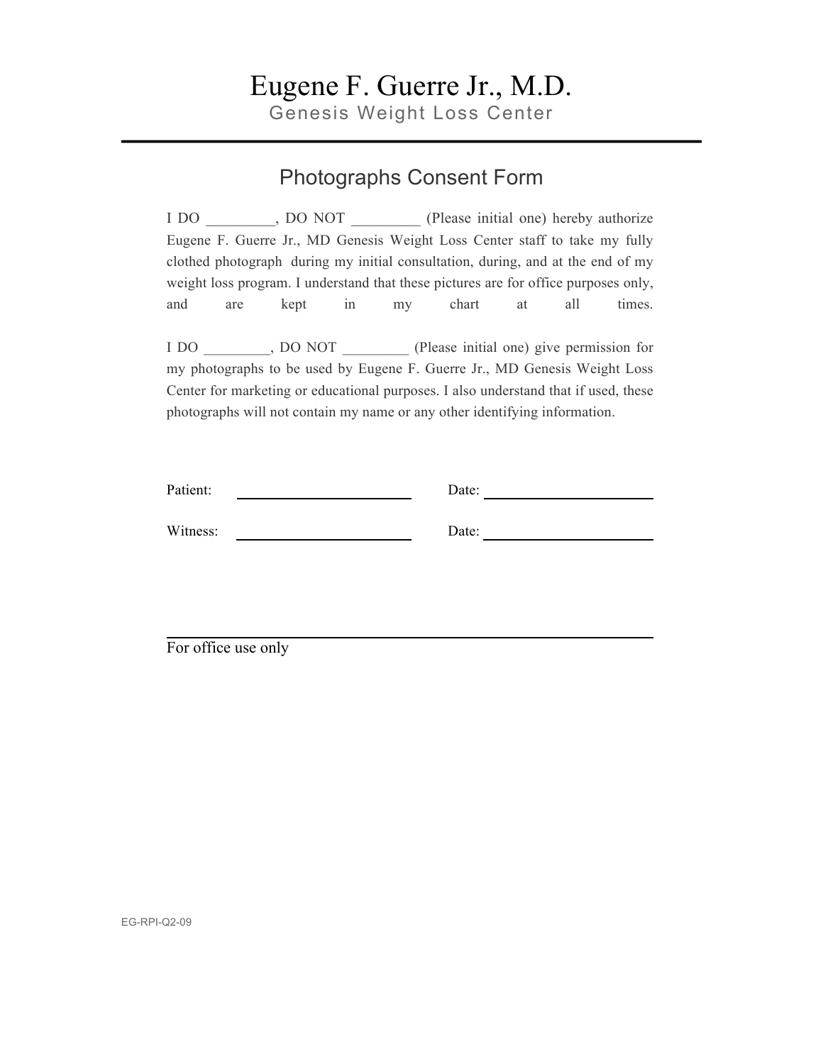# Eugene F. Guerre Jr., M.D.

Genesis Weight Loss Center

---

## Photographs Consent Form

I DO _________, DO NOT _________ (Please initial one) hereby authorize Eugene F. Guerre Jr., MD Genesis Weight Loss Center staff to take my fully clothed photograph during my initial consultation, during, and at the end of my weight loss program. I understand that these pictures are for office purposes only, and are kept in my chart at all times.

I DO _________, DO NOT _________ (Please initial one) give permission for my photographs to be used by Eugene F. Guerre Jr., MD Genesis Weight Loss Center for marketing or educational purposes. I also understand that if used, these photographs will not contain my name or any other identifying information.

Patient: ______________________ Date: ______________________

Witness: ______________________ Date: ______________________

---

For office use only

EG-RPI-Q2-09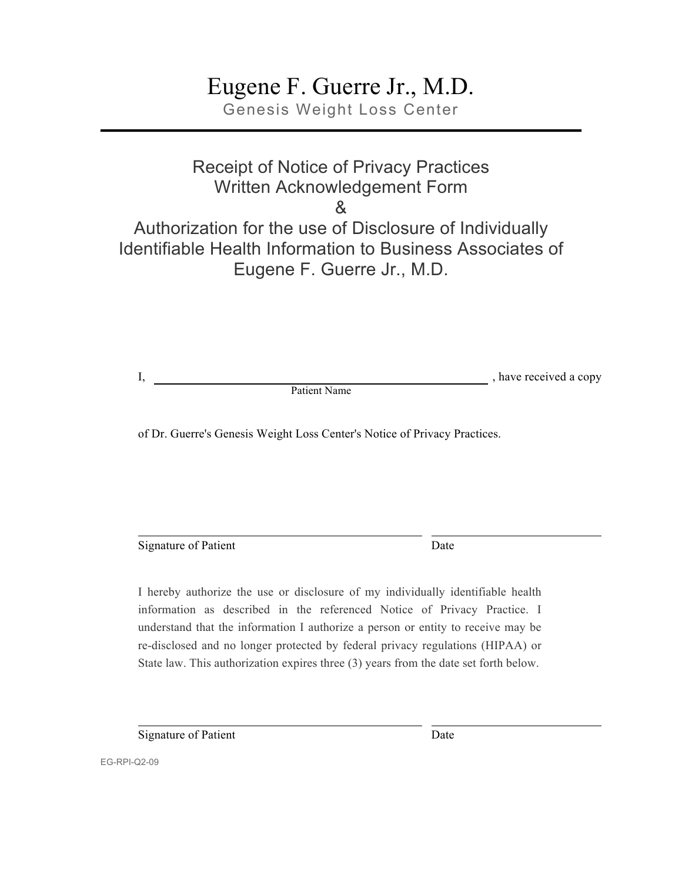# Eugene F. Guerre Jr., M.D.

Genesis Weight Loss Center

---

## Receipt of Notice of Privacy Practices Written Acknowledgement Form & Authorization for the use of Disclosure of Individually Identifiable Health Information to Business Associates of Eugene F. Guerre Jr., M.D.

I, ______________________________________________ , have received a copy
Patient Name

of Dr. Guerre's Genesis Weight Loss Center's Notice of Privacy Practices.

______________________________________ ______________________
Signature of Patient Date

I hereby authorize the use or disclosure of my individually identifiable health information as described in the referenced Notice of Privacy Practice. I understand that the information I authorize a person or entity to receive may be re-disclosed and no longer protected by federal privacy regulations (HIPAA) or State law. This authorization expires three (3) years from the date set forth below.

______________________________________ ______________________
Signature of Patient Date

EG-RPI-Q2-09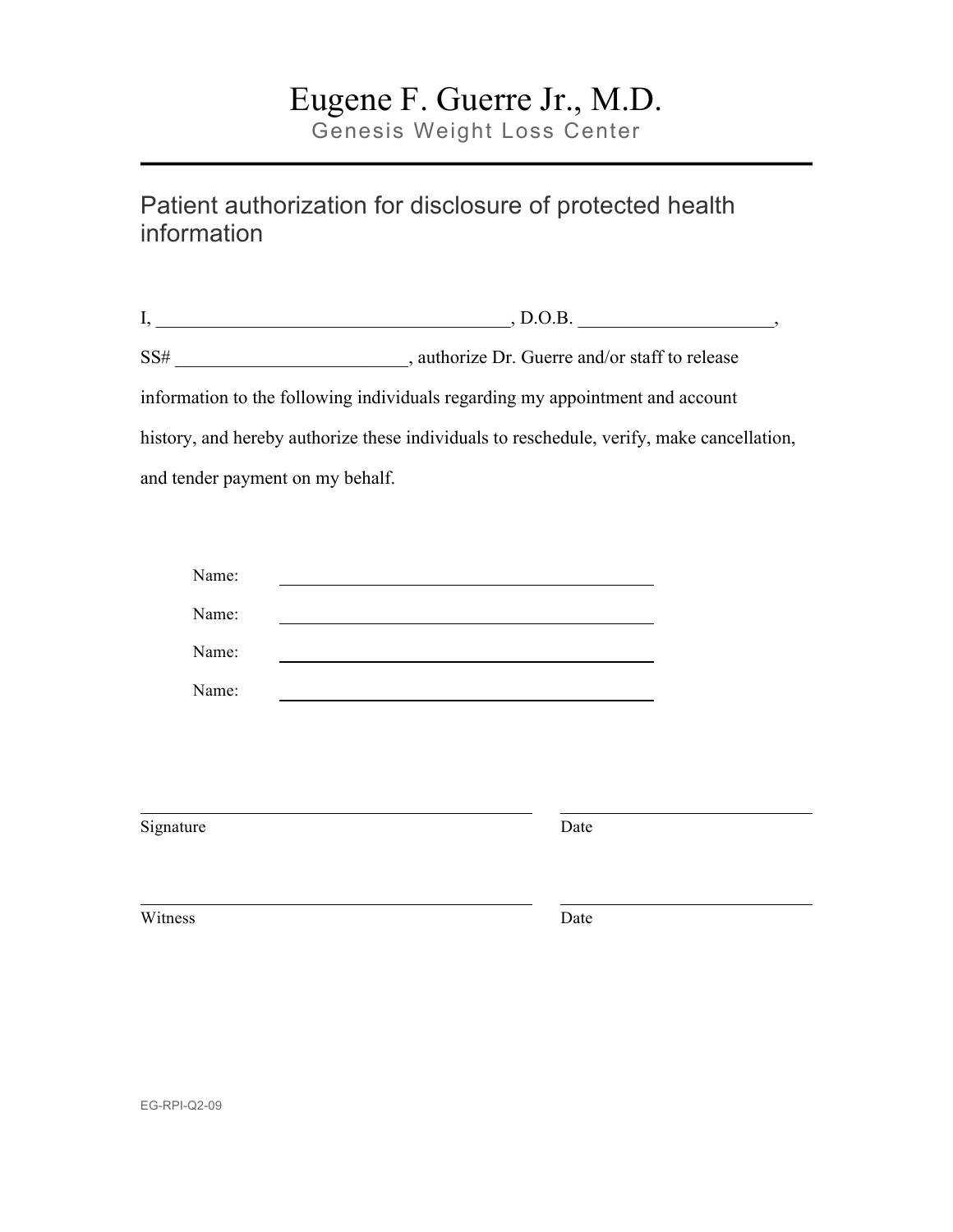# Eugene F. Guerre Jr., M.D.

Genesis Weight Loss Center

---

## Patient authorization for disclosure of protected health information

I, ______________________________________, D.O.B. ____________________,

SS# ________________________, authorize Dr. Guerre and/or staff to release information to the following individuals regarding my appointment and account history, and hereby authorize these individuals to reschedule, verify, make cancellation, and tender payment on my behalf.

Name: ________________________________________

Name: ________________________________________

Name: ________________________________________

Name: ________________________________________

_________________________________________ ____________________________

Signature Date

_________________________________________ ____________________________

Witness Date

EG-RPI-Q2-09